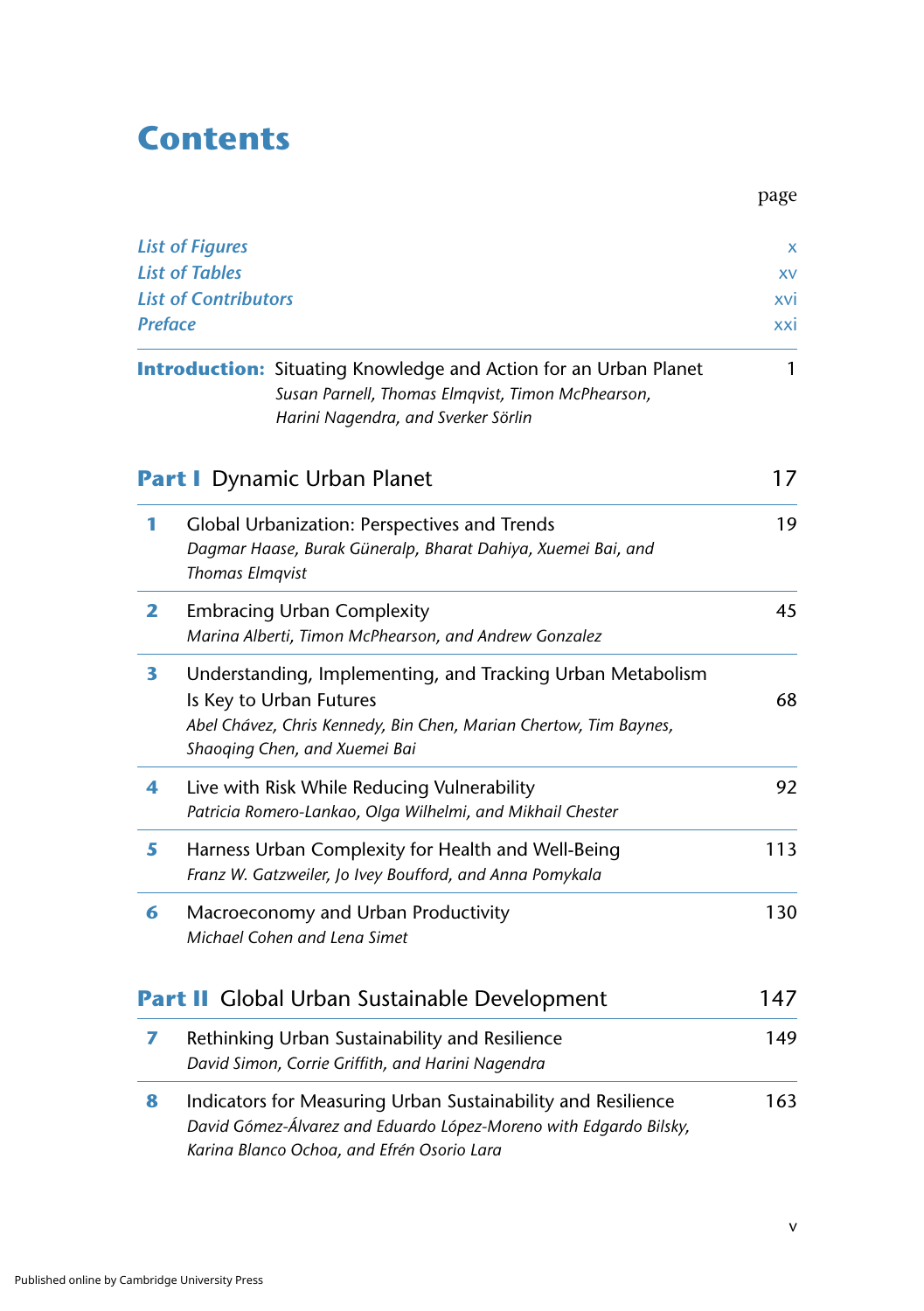# Contents

page

*List of Figures* x
*List of Tables* xv
*List of Contributors* xvi
*Preface* xxi

**Introduction:** Situating Knowledge and Action for an Urban Planet 1
*Susan Parnell, Thomas Elmqvist, Timon McPhearson, Harini Nagendra, and Sverker Sörlin*

## Part I Dynamic Urban Planet 17

**1** Global Urbanization: Perspectives and Trends 19
*Dagmar Haase, Burak Güneralp, Bharat Dahiya, Xuemei Bai, and Thomas Elmqvist*

**2** Embracing Urban Complexity 45
*Marina Alberti, Timon McPhearson, and Andrew Gonzalez*

**3** Understanding, Implementing, and Tracking Urban Metabolism Is Key to Urban Futures 68
*Abel Chávez, Chris Kennedy, Bin Chen, Marian Chertow, Tim Baynes, Shaoqing Chen, and Xuemei Bai*

**4** Live with Risk While Reducing Vulnerability 92
*Patricia Romero-Lankao, Olga Wilhelmi, and Mikhail Chester*

**5** Harness Urban Complexity for Health and Well-Being 113
*Franz W. Gatzweiler, Jo Ivey Boufford, and Anna Pomykala*

**6** Macroeconomy and Urban Productivity 130
*Michael Cohen and Lena Simet*

## Part II Global Urban Sustainable Development 147

**7** Rethinking Urban Sustainability and Resilience 149
*David Simon, Corrie Griffith, and Harini Nagendra*

**8** Indicators for Measuring Urban Sustainability and Resilience 163
*David Gómez-Álvarez and Eduardo López-Moreno with Edgardo Bilsky, Karina Blanco Ochoa, and Efrén Osorio Lara*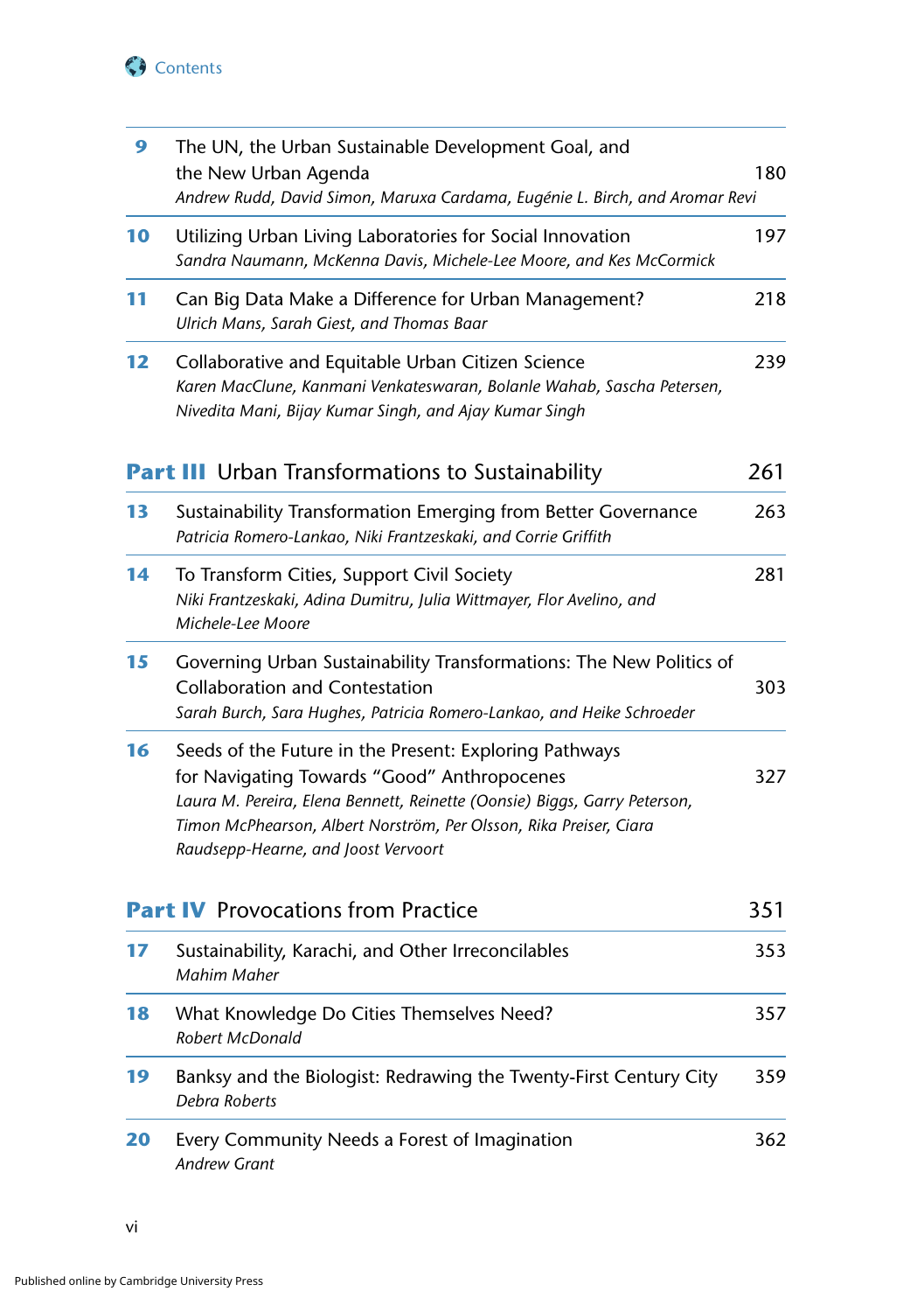| | | |
|---|---|---|
| **9** | The UN, the Urban Sustainable Development Goal, and the New Urban Agenda<br>*Andrew Rudd, David Simon, Maruxa Cardama, Eugénie L. Birch, and Aromar Revi* | 180 |
| **10** | Utilizing Urban Living Laboratories for Social Innovation<br>*Sandra Naumann, McKenna Davis, Michele-Lee Moore, and Kes McCormick* | 197 |
| **11** | Can Big Data Make a Difference for Urban Management?<br>*Ulrich Mans, Sarah Giest, and Thomas Baar* | 218 |
| **12** | Collaborative and Equitable Urban Citizen Science<br>*Karen MacClune, Kanmani Venkateswaran, Bolanle Wahab, Sascha Petersen, Nivedita Mani, Bijay Kumar Singh, and Ajay Kumar Singh* | 239 |

## Part III Urban Transformations to Sustainability — 261

| | | |
|---|---|---|
| **13** | Sustainability Transformation Emerging from Better Governance<br>*Patricia Romero-Lankao, Niki Frantzeskaki, and Corrie Griffith* | 263 |
| **14** | To Transform Cities, Support Civil Society<br>*Niki Frantzeskaki, Adina Dumitru, Julia Wittmayer, Flor Avelino, and Michele-Lee Moore* | 281 |
| **15** | Governing Urban Sustainability Transformations: The New Politics of Collaboration and Contestation<br>*Sarah Burch, Sara Hughes, Patricia Romero-Lankao, and Heike Schroeder* | 303 |
| **16** | Seeds of the Future in the Present: Exploring Pathways for Navigating Towards "Good" Anthropocenes<br>*Laura M. Pereira, Elena Bennett, Reinette (Oonsie) Biggs, Garry Peterson, Timon McPhearson, Albert Norström, Per Olsson, Rika Preiser, Ciara Raudsepp-Hearne, and Joost Vervoort* | 327 |

## Part IV Provocations from Practice — 351

| | | |
|---|---|---|
| **17** | Sustainability, Karachi, and Other Irreconcilables<br>*Mahim Maher* | 353 |
| **18** | What Knowledge Do Cities Themselves Need?<br>*Robert McDonald* | 357 |
| **19** | Banksy and the Biologist: Redrawing the Twenty-First Century City<br>*Debra Roberts* | 359 |
| **20** | Every Community Needs a Forest of Imagination<br>*Andrew Grant* | 362 |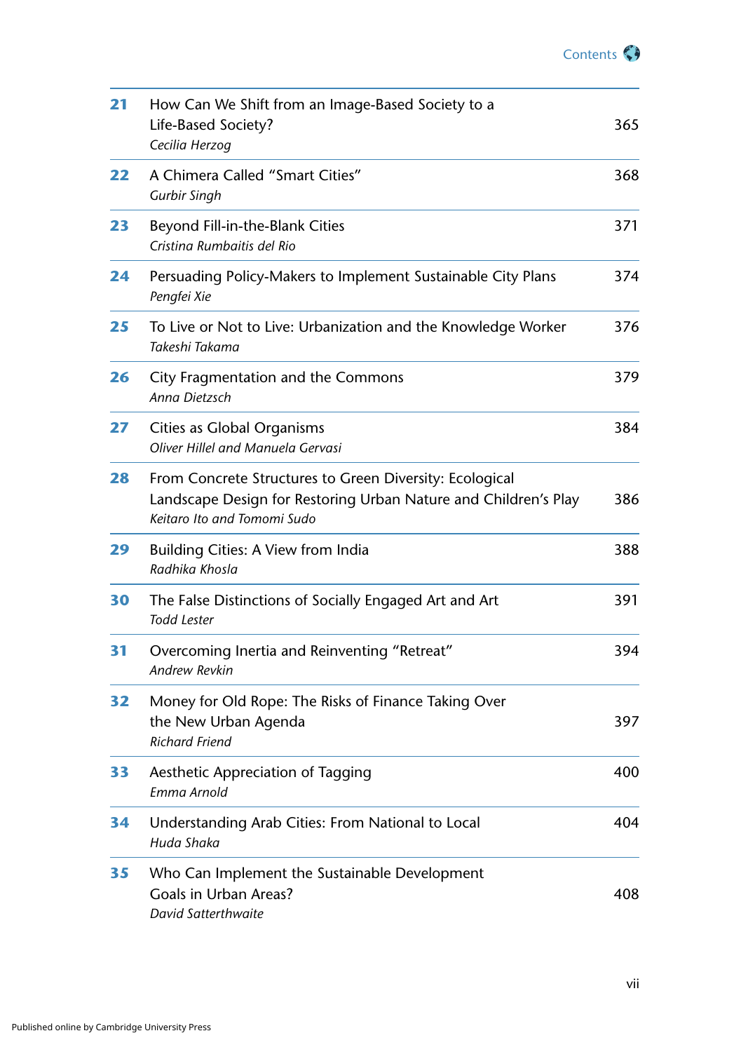| | | |
|---|---|---|
| **21** | How Can We Shift from an Image-Based Society to a Life-Based Society?<br>*Cecilia Herzog* | 365 |
| **22** | A Chimera Called "Smart Cities"<br>*Gurbir Singh* | 368 |
| **23** | Beyond Fill-in-the-Blank Cities<br>*Cristina Rumbaitis del Rio* | 371 |
| **24** | Persuading Policy-Makers to Implement Sustainable City Plans<br>*Pengfei Xie* | 374 |
| **25** | To Live or Not to Live: Urbanization and the Knowledge Worker<br>*Takeshi Takama* | 376 |
| **26** | City Fragmentation and the Commons<br>*Anna Dietzsch* | 379 |
| **27** | Cities as Global Organisms<br>*Oliver Hillel and Manuela Gervasi* | 384 |
| **28** | From Concrete Structures to Green Diversity: Ecological Landscape Design for Restoring Urban Nature and Children's Play<br>*Keitaro Ito and Tomomi Sudo* | 386 |
| **29** | Building Cities: A View from India<br>*Radhika Khosla* | 388 |
| **30** | The False Distinctions of Socially Engaged Art and Art<br>*Todd Lester* | 391 |
| **31** | Overcoming Inertia and Reinventing "Retreat"<br>*Andrew Revkin* | 394 |
| **32** | Money for Old Rope: The Risks of Finance Taking Over the New Urban Agenda<br>*Richard Friend* | 397 |
| **33** | Aesthetic Appreciation of Tagging<br>*Emma Arnold* | 400 |
| **34** | Understanding Arab Cities: From National to Local<br>*Huda Shaka* | 404 |
| **35** | Who Can Implement the Sustainable Development Goals in Urban Areas?<br>*David Satterthwaite* | 408 |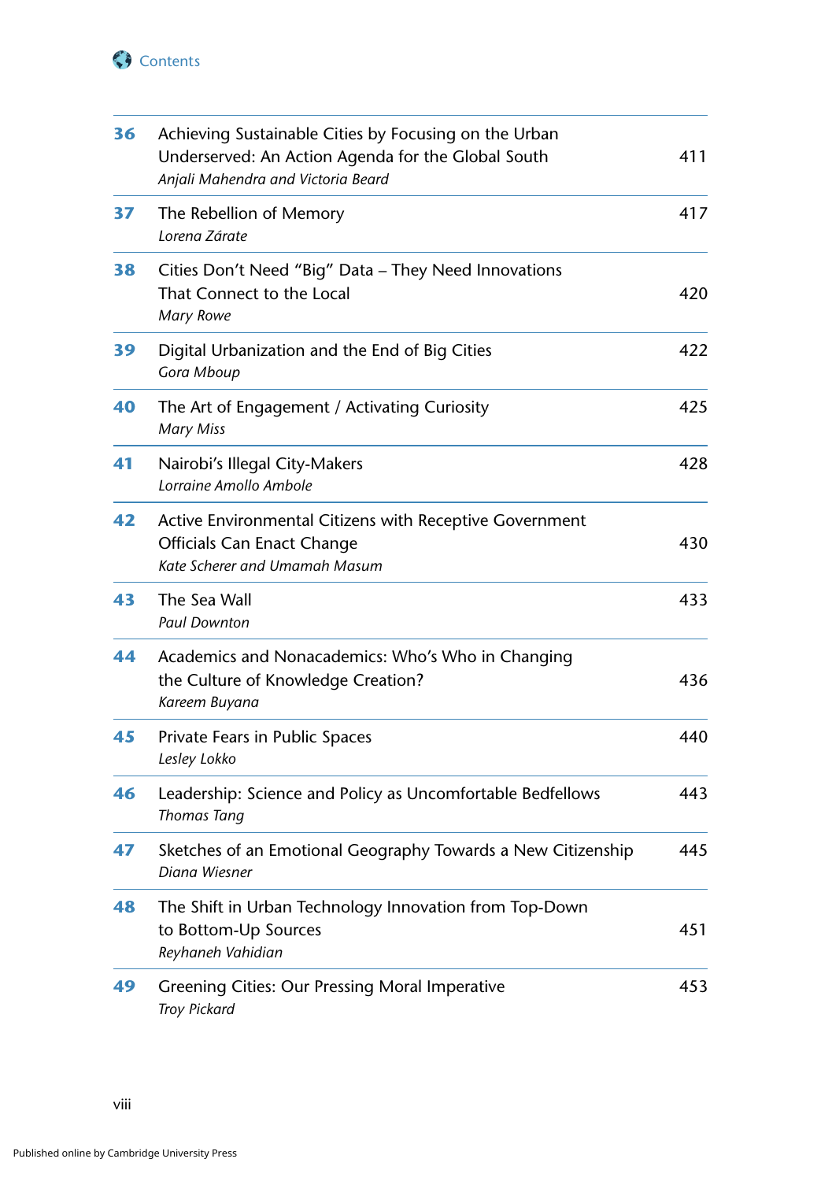| | | |
|---|---|---|
| **36** | Achieving Sustainable Cities by Focusing on the Urban Underserved: An Action Agenda for the Global South<br>*Anjali Mahendra and Victoria Beard* | 411 |
| **37** | The Rebellion of Memory<br>*Lorena Zárate* | 417 |
| **38** | Cities Don't Need "Big" Data – They Need Innovations That Connect to the Local<br>*Mary Rowe* | 420 |
| **39** | Digital Urbanization and the End of Big Cities<br>*Gora Mboup* | 422 |
| **40** | The Art of Engagement / Activating Curiosity<br>*Mary Miss* | 425 |
| **41** | Nairobi's Illegal City-Makers<br>*Lorraine Amollo Ambole* | 428 |
| **42** | Active Environmental Citizens with Receptive Government Officials Can Enact Change<br>*Kate Scherer and Umamah Masum* | 430 |
| **43** | The Sea Wall<br>*Paul Downton* | 433 |
| **44** | Academics and Nonacademics: Who's Who in Changing the Culture of Knowledge Creation?<br>*Kareem Buyana* | 436 |
| **45** | Private Fears in Public Spaces<br>*Lesley Lokko* | 440 |
| **46** | Leadership: Science and Policy as Uncomfortable Bedfellows<br>*Thomas Tang* | 443 |
| **47** | Sketches of an Emotional Geography Towards a New Citizenship<br>*Diana Wiesner* | 445 |
| **48** | The Shift in Urban Technology Innovation from Top-Down to Bottom-Up Sources<br>*Reyhaneh Vahidian* | 451 |
| **49** | Greening Cities: Our Pressing Moral Imperative<br>*Troy Pickard* | 453 |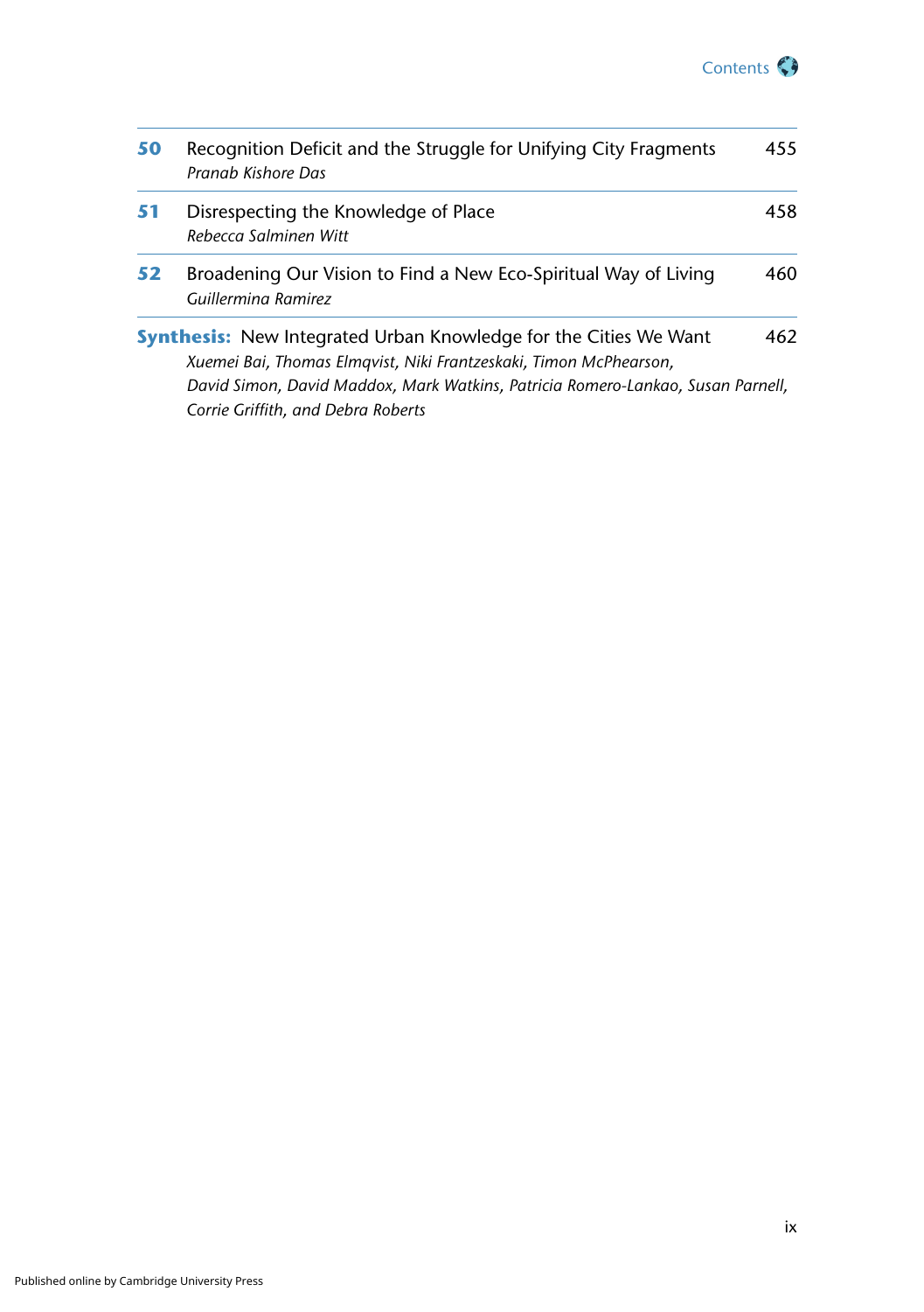**50** Recognition Deficit and the Struggle for Unifying City Fragments 455
*Pranab Kishore Das*

**51** Disrespecting the Knowledge of Place 458
*Rebecca Salminen Witt*

**52** Broadening Our Vision to Find a New Eco-Spiritual Way of Living 460
*Guillermina Ramirez*

**Synthesis:** New Integrated Urban Knowledge for the Cities We Want 462
*Xuemei Bai, Thomas Elmqvist, Niki Frantzeskaki, Timon McPhearson, David Simon, David Maddox, Mark Watkins, Patricia Romero-Lankao, Susan Parnell, Corrie Griffith, and Debra Roberts*